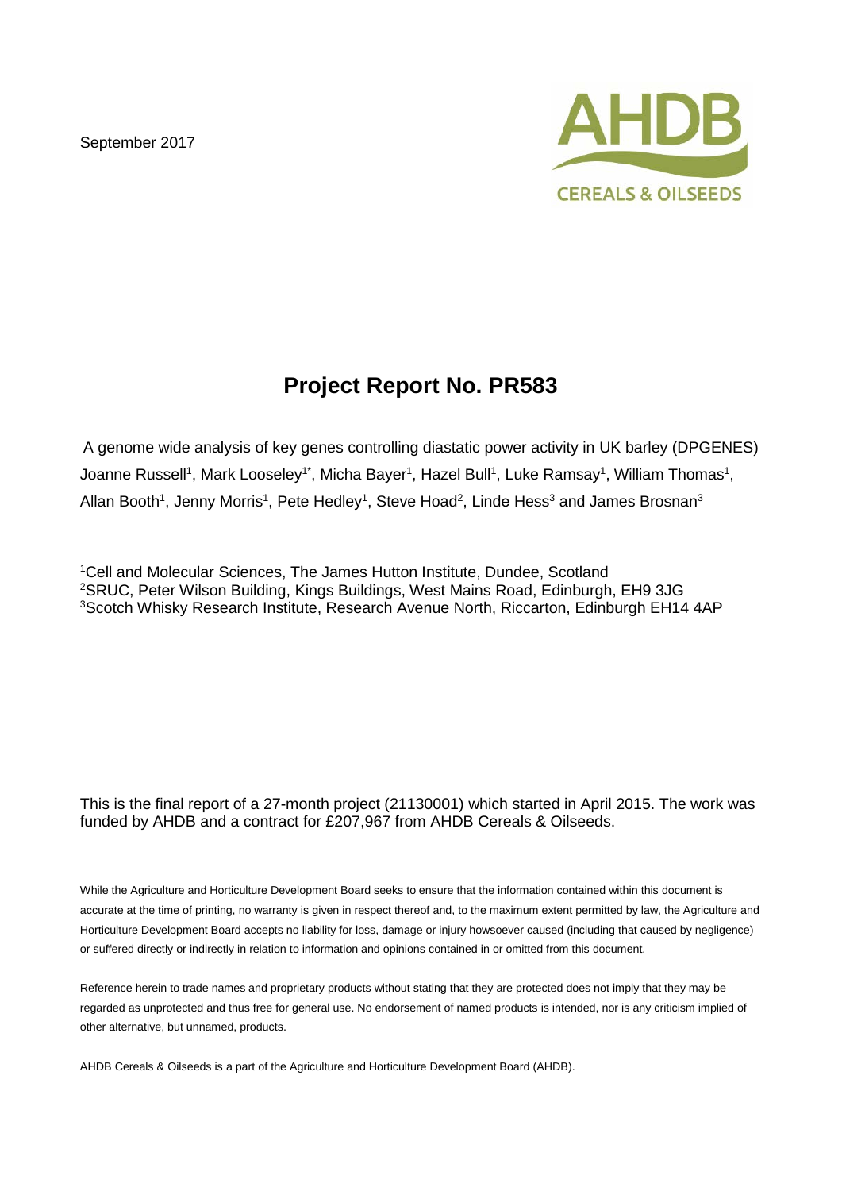September 2017

AHDB CEREALS & OILSEEDS

# Project Report No. PR583

A genome wide analysis of key genes controlling diastatic power activity in UK barley (DPGENES)

Joanne Russell[1], Mark Looseley[1*], Micha Bayer[1], Hazel Bull[1], Luke Ramsay[1], William Thomas[1], Allan Booth[1], Jenny Morris[1], Pete Hedley[1], Steve Hoad[2], Linde Hess[3] and James Brosnan[3]

[1]Cell and Molecular Sciences, The James Hutton Institute, Dundee, Scotland
[2]SRUC, Peter Wilson Building, Kings Buildings, West Mains Road, Edinburgh, EH9 3JG
[3]Scotch Whisky Research Institute, Research Avenue North, Riccarton, Edinburgh EH14 4AP

This is the final report of a 27-month project (21130001) which started in April 2015. The work was funded by AHDB and a contract for £207,967 from AHDB Cereals & Oilseeds.

While the Agriculture and Horticulture Development Board seeks to ensure that the information contained within this document is accurate at the time of printing, no warranty is given in respect thereof and, to the maximum extent permitted by law, the Agriculture and Horticulture Development Board accepts no liability for loss, damage or injury howsoever caused (including that caused by negligence) or suffered directly or indirectly in relation to information and opinions contained in or omitted from this document.

Reference herein to trade names and proprietary products without stating that they are protected does not imply that they may be regarded as unprotected and thus free for general use. No endorsement of named products is intended, nor is any criticism implied of other alternative, but unnamed, products.

AHDB Cereals & Oilseeds is a part of the Agriculture and Horticulture Development Board (AHDB).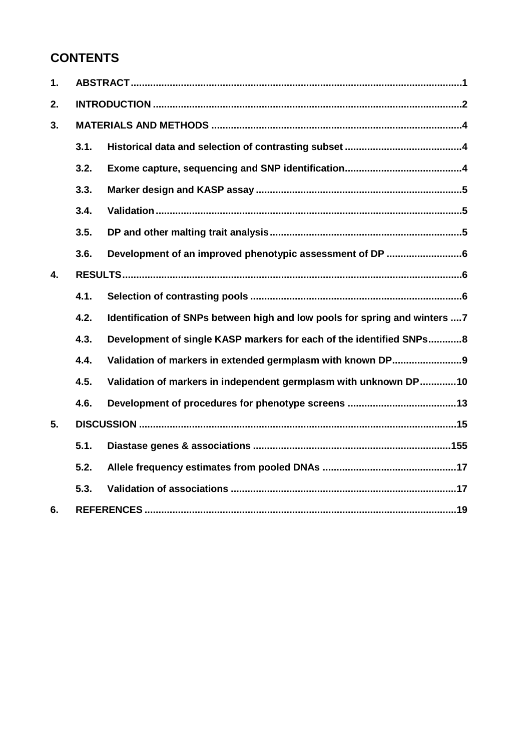## CONTENTS

1. ABSTRACT ..... 1
2. INTRODUCTION ..... 2
3. MATERIALS AND METHODS ..... 4
   - 3.1. Historical data and selection of contrasting subset ..... 4
   - 3.2. Exome capture, sequencing and SNP identification ..... 4
   - 3.3. Marker design and KASP assay ..... 5
   - 3.4. Validation ..... 5
   - 3.5. DP and other malting trait analysis ..... 5
   - 3.6. Development of an improved phenotypic assessment of DP ..... 6
4. RESULTS ..... 6
   - 4.1. Selection of contrasting pools ..... 6
   - 4.2. Identification of SNPs between high and low pools for spring and winters ..... 7
   - 4.3. Development of single KASP markers for each of the identified SNPs ..... 8
   - 4.4. Validation of markers in extended germplasm with known DP ..... 9
   - 4.5. Validation of markers in independent germplasm with unknown DP ..... 10
   - 4.6. Development of procedures for phenotype screens ..... 13
5. DISCUSSION ..... 15
   - 5.1. Diastase genes & associations ..... 155
   - 5.2. Allele frequency estimates from pooled DNAs ..... 17
   - 5.3. Validation of associations ..... 17
6. REFERENCES ..... 19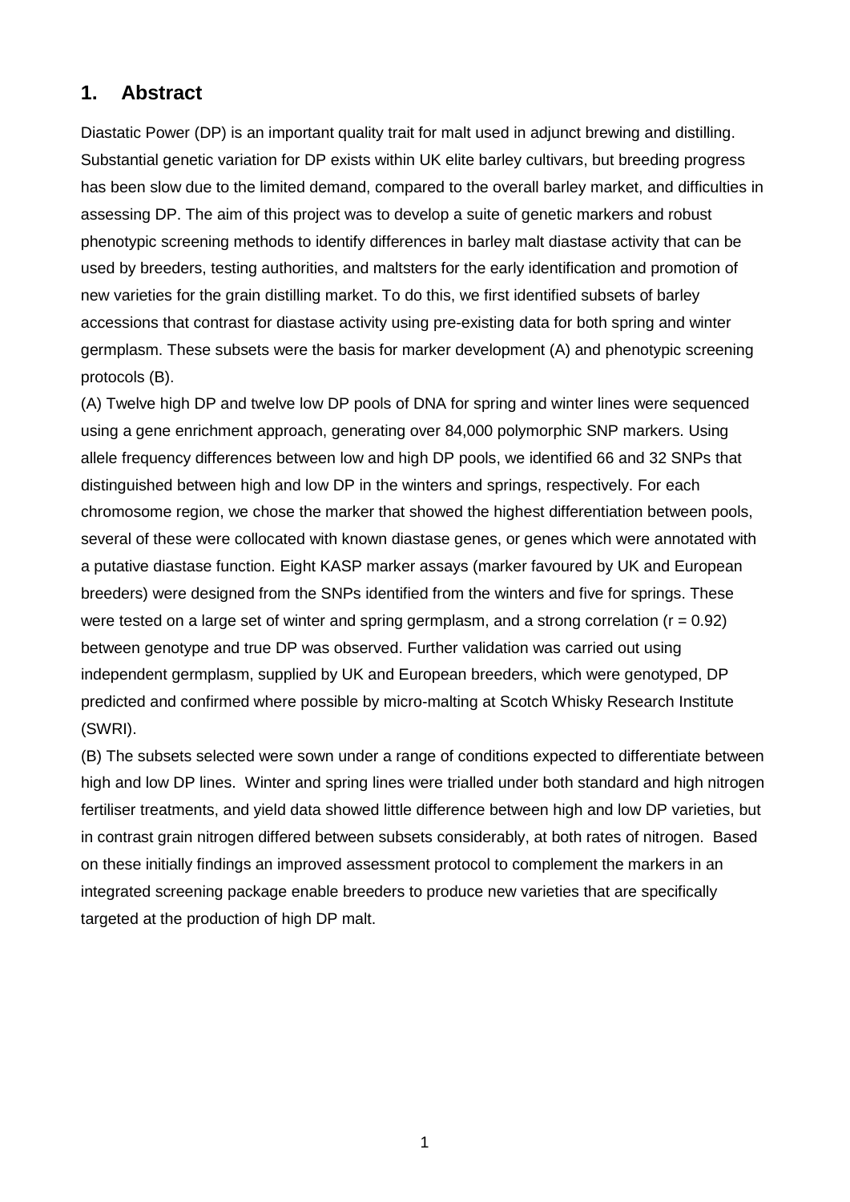## 1. Abstract

Diastatic Power (DP) is an important quality trait for malt used in adjunct brewing and distilling. Substantial genetic variation for DP exists within UK elite barley cultivars, but breeding progress has been slow due to the limited demand, compared to the overall barley market, and difficulties in assessing DP. The aim of this project was to develop a suite of genetic markers and robust phenotypic screening methods to identify differences in barley malt diastase activity that can be used by breeders, testing authorities, and maltsters for the early identification and promotion of new varieties for the grain distilling market. To do this, we first identified subsets of barley accessions that contrast for diastase activity using pre-existing data for both spring and winter germplasm. These subsets were the basis for marker development (A) and phenotypic screening protocols (B).

(A) Twelve high DP and twelve low DP pools of DNA for spring and winter lines were sequenced using a gene enrichment approach, generating over 84,000 polymorphic SNP markers. Using allele frequency differences between low and high DP pools, we identified 66 and 32 SNPs that distinguished between high and low DP in the winters and springs, respectively. For each chromosome region, we chose the marker that showed the highest differentiation between pools, several of these were collocated with known diastase genes, or genes which were annotated with a putative diastase function. Eight KASP marker assays (marker favoured by UK and European breeders) were designed from the SNPs identified from the winters and five for springs. These were tested on a large set of winter and spring germplasm, and a strong correlation ($r = 0.92$) between genotype and true DP was observed. Further validation was carried out using independent germplasm, supplied by UK and European breeders, which were genotyped, DP predicted and confirmed where possible by micro-malting at Scotch Whisky Research Institute (SWRI).

(B) The subsets selected were sown under a range of conditions expected to differentiate between high and low DP lines. Winter and spring lines were trialled under both standard and high nitrogen fertiliser treatments, and yield data showed little difference between high and low DP varieties, but in contrast grain nitrogen differed between subsets considerably, at both rates of nitrogen. Based on these initially findings an improved assessment protocol to complement the markers in an integrated screening package enable breeders to produce new varieties that are specifically targeted at the production of high DP malt.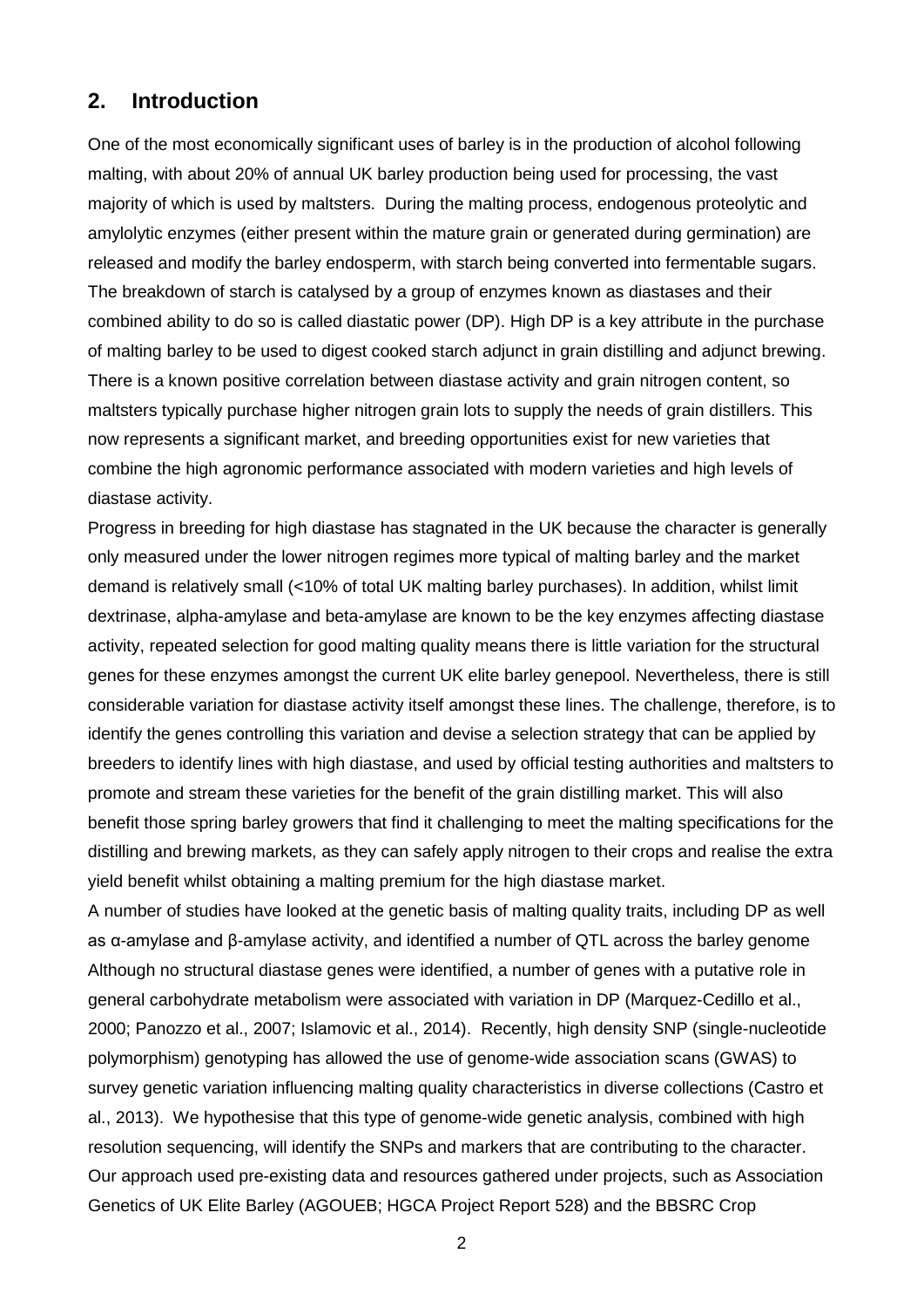## 2. Introduction

One of the most economically significant uses of barley is in the production of alcohol following malting, with about 20% of annual UK barley production being used for processing, the vast majority of which is used by maltsters. During the malting process, endogenous proteolytic and amylolytic enzymes (either present within the mature grain or generated during germination) are released and modify the barley endosperm, with starch being converted into fermentable sugars. The breakdown of starch is catalysed by a group of enzymes known as diastases and their combined ability to do so is called diastatic power (DP). High DP is a key attribute in the purchase of malting barley to be used to digest cooked starch adjunct in grain distilling and adjunct brewing. There is a known positive correlation between diastase activity and grain nitrogen content, so maltsters typically purchase higher nitrogen grain lots to supply the needs of grain distillers. This now represents a significant market, and breeding opportunities exist for new varieties that combine the high agronomic performance associated with modern varieties and high levels of diastase activity.

Progress in breeding for high diastase has stagnated in the UK because the character is generally only measured under the lower nitrogen regimes more typical of malting barley and the market demand is relatively small (<10% of total UK malting barley purchases). In addition, whilst limit dextrinase, alpha-amylase and beta-amylase are known to be the key enzymes affecting diastase activity, repeated selection for good malting quality means there is little variation for the structural genes for these enzymes amongst the current UK elite barley genepool. Nevertheless, there is still considerable variation for diastase activity itself amongst these lines. The challenge, therefore, is to identify the genes controlling this variation and devise a selection strategy that can be applied by breeders to identify lines with high diastase, and used by official testing authorities and maltsters to promote and stream these varieties for the benefit of the grain distilling market. This will also benefit those spring barley growers that find it challenging to meet the malting specifications for the distilling and brewing markets, as they can safely apply nitrogen to their crops and realise the extra yield benefit whilst obtaining a malting premium for the high diastase market.

A number of studies have looked at the genetic basis of malting quality traits, including DP as well as α-amylase and β-amylase activity, and identified a number of QTL across the barley genome Although no structural diastase genes were identified, a number of genes with a putative role in general carbohydrate metabolism were associated with variation in DP (Marquez-Cedillo et al., 2000; Panozzo et al., 2007; Islamovic et al., 2014). Recently, high density SNP (single-nucleotide polymorphism) genotyping has allowed the use of genome-wide association scans (GWAS) to survey genetic variation influencing malting quality characteristics in diverse collections (Castro et al., 2013). We hypothesise that this type of genome-wide genetic analysis, combined with high resolution sequencing, will identify the SNPs and markers that are contributing to the character. Our approach used pre-existing data and resources gathered under projects, such as Association Genetics of UK Elite Barley (AGOUEB; HGCA Project Report 528) and the BBSRC Crop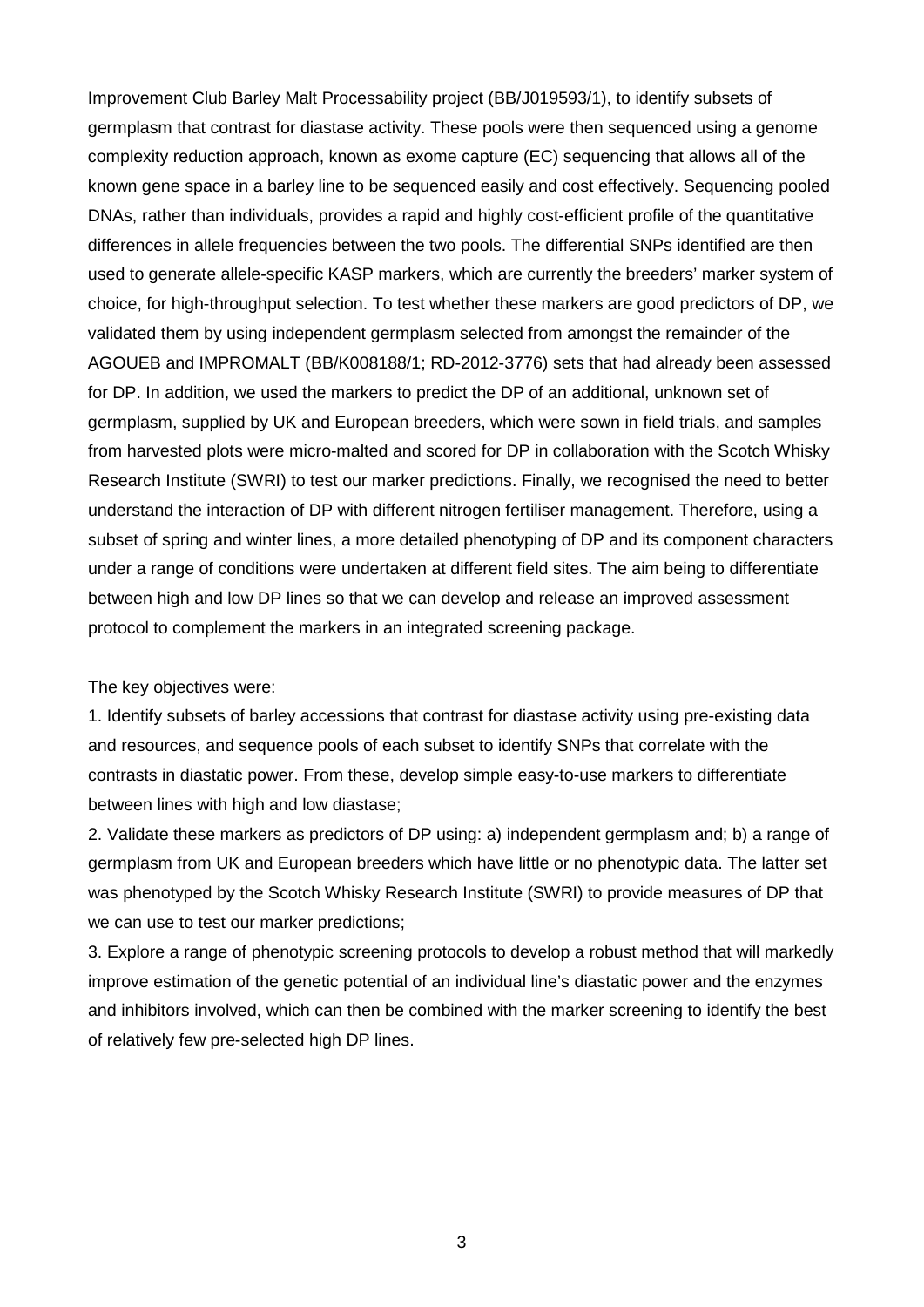Improvement Club Barley Malt Processability project (BB/J019593/1), to identify subsets of germplasm that contrast for diastase activity. These pools were then sequenced using a genome complexity reduction approach, known as exome capture (EC) sequencing that allows all of the known gene space in a barley line to be sequenced easily and cost effectively. Sequencing pooled DNAs, rather than individuals, provides a rapid and highly cost-efficient profile of the quantitative differences in allele frequencies between the two pools. The differential SNPs identified are then used to generate allele-specific KASP markers, which are currently the breeders' marker system of choice, for high-throughput selection. To test whether these markers are good predictors of DP, we validated them by using independent germplasm selected from amongst the remainder of the AGOUEB and IMPROMALT (BB/K008188/1; RD-2012-3776) sets that had already been assessed for DP. In addition, we used the markers to predict the DP of an additional, unknown set of germplasm, supplied by UK and European breeders, which were sown in field trials, and samples from harvested plots were micro-malted and scored for DP in collaboration with the Scotch Whisky Research Institute (SWRI) to test our marker predictions. Finally, we recognised the need to better understand the interaction of DP with different nitrogen fertiliser management. Therefore, using a subset of spring and winter lines, a more detailed phenotyping of DP and its component characters under a range of conditions were undertaken at different field sites. The aim being to differentiate between high and low DP lines so that we can develop and release an improved assessment protocol to complement the markers in an integrated screening package.

The key objectives were:

1. Identify subsets of barley accessions that contrast for diastase activity using pre-existing data and resources, and sequence pools of each subset to identify SNPs that correlate with the contrasts in diastatic power. From these, develop simple easy-to-use markers to differentiate between lines with high and low diastase;
2. Validate these markers as predictors of DP using: a) independent germplasm and; b) a range of germplasm from UK and European breeders which have little or no phenotypic data. The latter set was phenotyped by the Scotch Whisky Research Institute (SWRI) to provide measures of DP that we can use to test our marker predictions;
3. Explore a range of phenotypic screening protocols to develop a robust method that will markedly improve estimation of the genetic potential of an individual line's diastatic power and the enzymes and inhibitors involved, which can then be combined with the marker screening to identify the best of relatively few pre-selected high DP lines.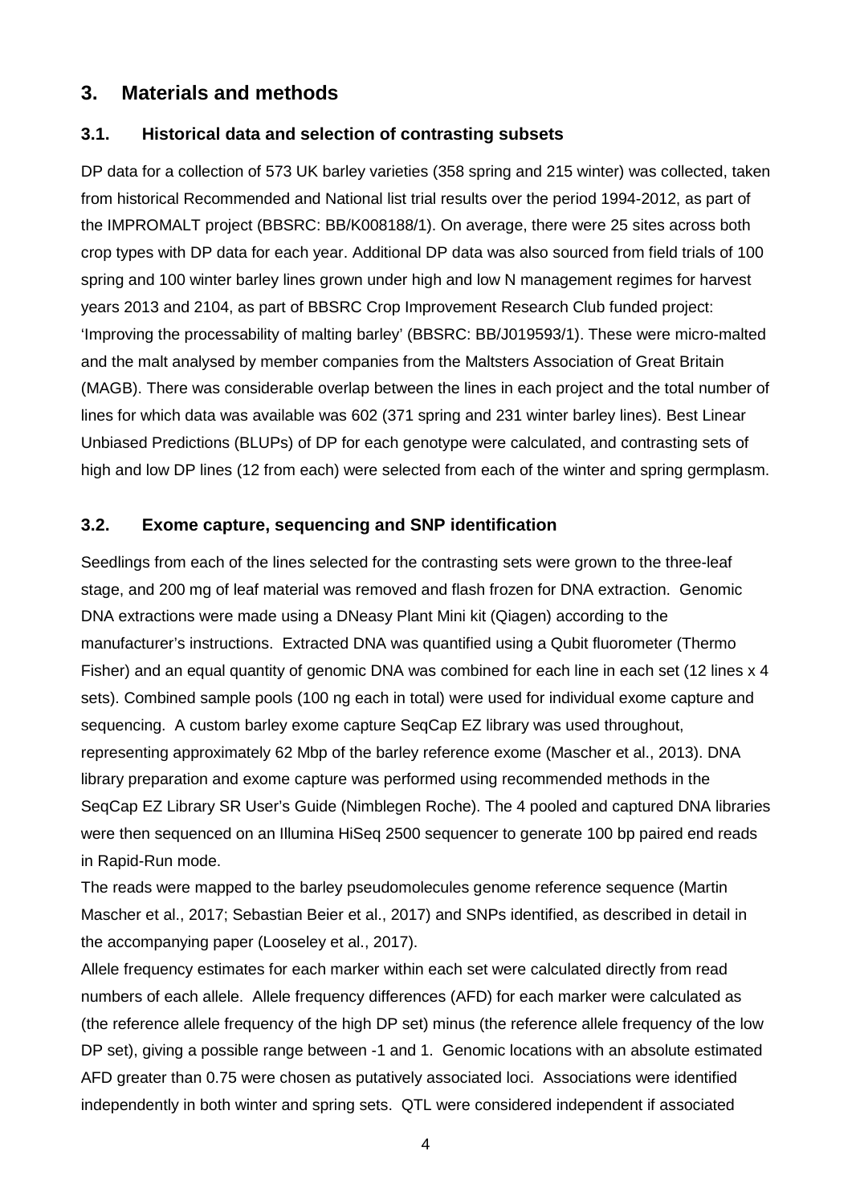# 3. Materials and methods

## 3.1. Historical data and selection of contrasting subsets

DP data for a collection of 573 UK barley varieties (358 spring and 215 winter) was collected, taken from historical Recommended and National list trial results over the period 1994-2012, as part of the IMPROMALT project (BBSRC: BB/K008188/1). On average, there were 25 sites across both crop types with DP data for each year. Additional DP data was also sourced from field trials of 100 spring and 100 winter barley lines grown under high and low N management regimes for harvest years 2013 and 2104, as part of BBSRC Crop Improvement Research Club funded project: 'Improving the processability of malting barley' (BBSRC: BB/J019593/1). These were micro-malted and the malt analysed by member companies from the Maltsters Association of Great Britain (MAGB). There was considerable overlap between the lines in each project and the total number of lines for which data was available was 602 (371 spring and 231 winter barley lines). Best Linear Unbiased Predictions (BLUPs) of DP for each genotype were calculated, and contrasting sets of high and low DP lines (12 from each) were selected from each of the winter and spring germplasm.

## 3.2. Exome capture, sequencing and SNP identification

Seedlings from each of the lines selected for the contrasting sets were grown to the three-leaf stage, and 200 mg of leaf material was removed and flash frozen for DNA extraction. Genomic DNA extractions were made using a DNeasy Plant Mini kit (Qiagen) according to the manufacturer's instructions. Extracted DNA was quantified using a Qubit fluorometer (Thermo Fisher) and an equal quantity of genomic DNA was combined for each line in each set (12 lines x 4 sets). Combined sample pools (100 ng each in total) were used for individual exome capture and sequencing. A custom barley exome capture SeqCap EZ library was used throughout, representing approximately 62 Mbp of the barley reference exome (Mascher et al., 2013). DNA library preparation and exome capture was performed using recommended methods in the SeqCap EZ Library SR User's Guide (Nimblegen Roche). The 4 pooled and captured DNA libraries were then sequenced on an Illumina HiSeq 2500 sequencer to generate 100 bp paired end reads in Rapid-Run mode.

The reads were mapped to the barley pseudomolecules genome reference sequence (Martin Mascher et al., 2017; Sebastian Beier et al., 2017) and SNPs identified, as described in detail in the accompanying paper (Looseley et al., 2017).

Allele frequency estimates for each marker within each set were calculated directly from read numbers of each allele. Allele frequency differences (AFD) for each marker were calculated as (the reference allele frequency of the high DP set) minus (the reference allele frequency of the low DP set), giving a possible range between -1 and 1. Genomic locations with an absolute estimated AFD greater than 0.75 were chosen as putatively associated loci. Associations were identified independently in both winter and spring sets. QTL were considered independent if associated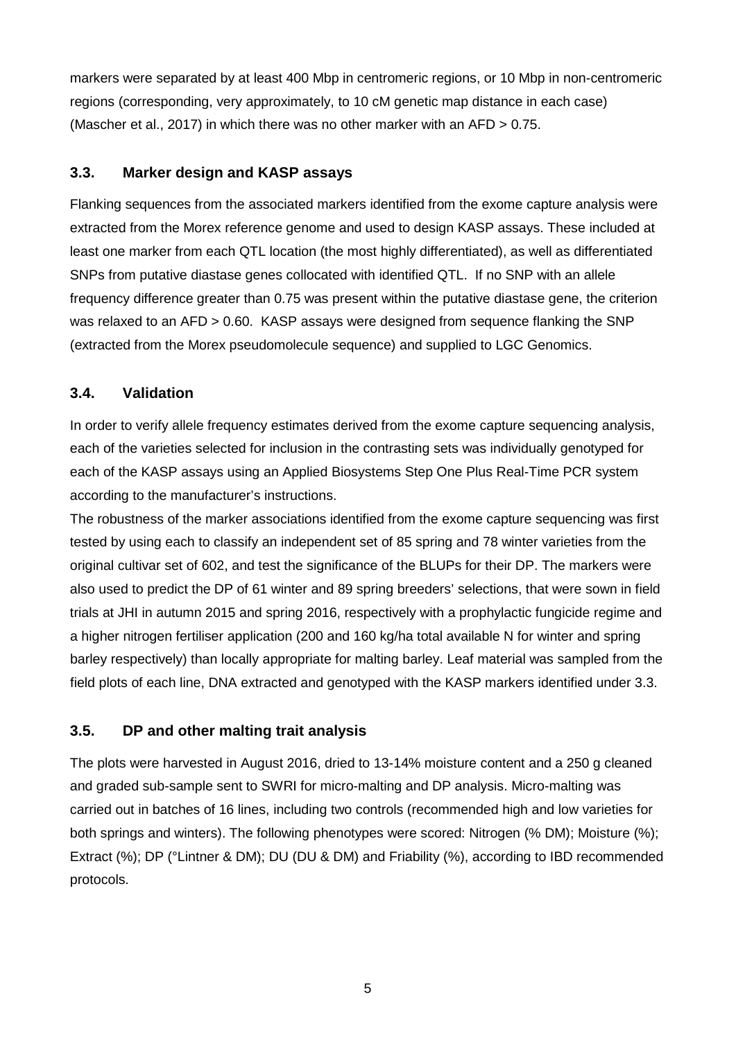markers were separated by at least 400 Mbp in centromeric regions, or 10 Mbp in non-centromeric regions (corresponding, very approximately, to 10 cM genetic map distance in each case) (Mascher et al., 2017) in which there was no other marker with an AFD > 0.75.

### 3.3. Marker design and KASP assays

Flanking sequences from the associated markers identified from the exome capture analysis were extracted from the Morex reference genome and used to design KASP assays. These included at least one marker from each QTL location (the most highly differentiated), as well as differentiated SNPs from putative diastase genes collocated with identified QTL. If no SNP with an allele frequency difference greater than 0.75 was present within the putative diastase gene, the criterion was relaxed to an AFD > 0.60. KASP assays were designed from sequence flanking the SNP (extracted from the Morex pseudomolecule sequence) and supplied to LGC Genomics.

### 3.4. Validation

In order to verify allele frequency estimates derived from the exome capture sequencing analysis, each of the varieties selected for inclusion in the contrasting sets was individually genotyped for each of the KASP assays using an Applied Biosystems Step One Plus Real-Time PCR system according to the manufacturer's instructions.

The robustness of the marker associations identified from the exome capture sequencing was first tested by using each to classify an independent set of 85 spring and 78 winter varieties from the original cultivar set of 602, and test the significance of the BLUPs for their DP. The markers were also used to predict the DP of 61 winter and 89 spring breeders' selections, that were sown in field trials at JHI in autumn 2015 and spring 2016, respectively with a prophylactic fungicide regime and a higher nitrogen fertiliser application (200 and 160 kg/ha total available N for winter and spring barley respectively) than locally appropriate for malting barley. Leaf material was sampled from the field plots of each line, DNA extracted and genotyped with the KASP markers identified under 3.3.

### 3.5. DP and other malting trait analysis

The plots were harvested in August 2016, dried to 13-14% moisture content and a 250 g cleaned and graded sub-sample sent to SWRI for micro-malting and DP analysis. Micro-malting was carried out in batches of 16 lines, including two controls (recommended high and low varieties for both springs and winters). The following phenotypes were scored: Nitrogen (% DM); Moisture (%); Extract (%); DP (°Lintner & DM); DU (DU & DM) and Friability (%), according to IBD recommended protocols.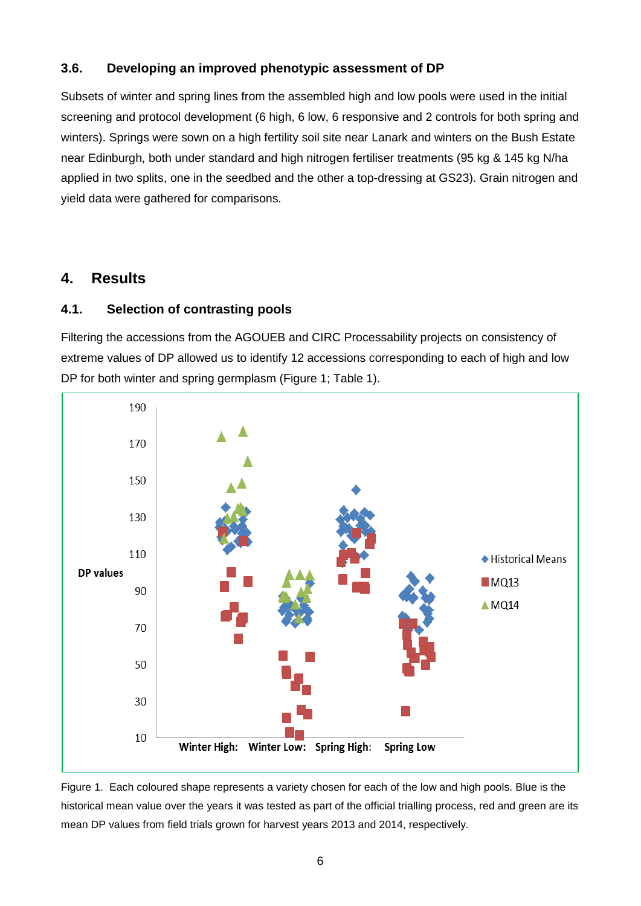### 3.6. Developing an improved phenotypic assessment of DP

Subsets of winter and spring lines from the assembled high and low pools were used in the initial screening and protocol development (6 high, 6 low, 6 responsive and 2 controls for both spring and winters). Springs were sown on a high fertility soil site near Lanark and winters on the Bush Estate near Edinburgh, both under standard and high nitrogen fertiliser treatments (95 kg & 145 kg N/ha applied in two splits, one in the seedbed and the other a top-dressing at GS23). Grain nitrogen and yield data were gathered for comparisons.

## 4. Results

### 4.1. Selection of contrasting pools

Filtering the accessions from the AGOUEB and CIRC Processability projects on consistency of extreme values of DP allowed us to identify 12 accessions corresponding to each of high and low DP for both winter and spring germplasm (Figure 1; Table 1).

Figure 1. Each coloured shape represents a variety chosen for each of the low and high pools. Blue is the historical mean value over the years it was tested as part of the official trialling process, red and green are its mean DP values from field trials grown for harvest years 2013 and 2014, respectively.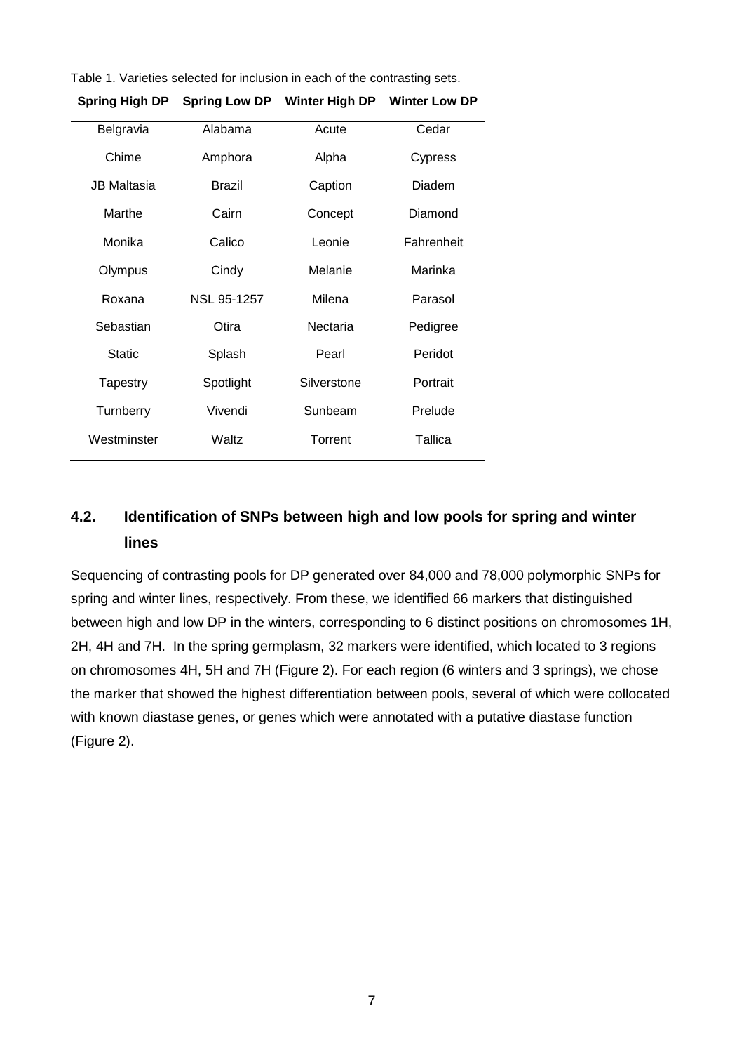Table 1. Varieties selected for inclusion in each of the contrasting sets.

| Spring High DP | Spring Low DP | Winter High DP | Winter Low DP |
| --- | --- | --- | --- |
| Belgravia | Alabama | Acute | Cedar |
| Chime | Amphora | Alpha | Cypress |
| JB Maltasia | Brazil | Caption | Diadem |
| Marthe | Cairn | Concept | Diamond |
| Monika | Calico | Leonie | Fahrenheit |
| Olympus | Cindy | Melanie | Marinka |
| Roxana | NSL 95-1257 | Milena | Parasol |
| Sebastian | Otira | Nectaria | Pedigree |
| Static | Splash | Pearl | Peridot |
| Tapestry | Spotlight | Silverstone | Portrait |
| Turnberry | Vivendi | Sunbeam | Prelude |
| Westminster | Waltz | Torrent | Tallica |

## 4.2. Identification of SNPs between high and low pools for spring and winter lines

Sequencing of contrasting pools for DP generated over 84,000 and 78,000 polymorphic SNPs for spring and winter lines, respectively. From these, we identified 66 markers that distinguished between high and low DP in the winters, corresponding to 6 distinct positions on chromosomes 1H, 2H, 4H and 7H. In the spring germplasm, 32 markers were identified, which located to 3 regions on chromosomes 4H, 5H and 7H (Figure 2). For each region (6 winters and 3 springs), we chose the marker that showed the highest differentiation between pools, several of which were collocated with known diastase genes, or genes which were annotated with a putative diastase function (Figure 2).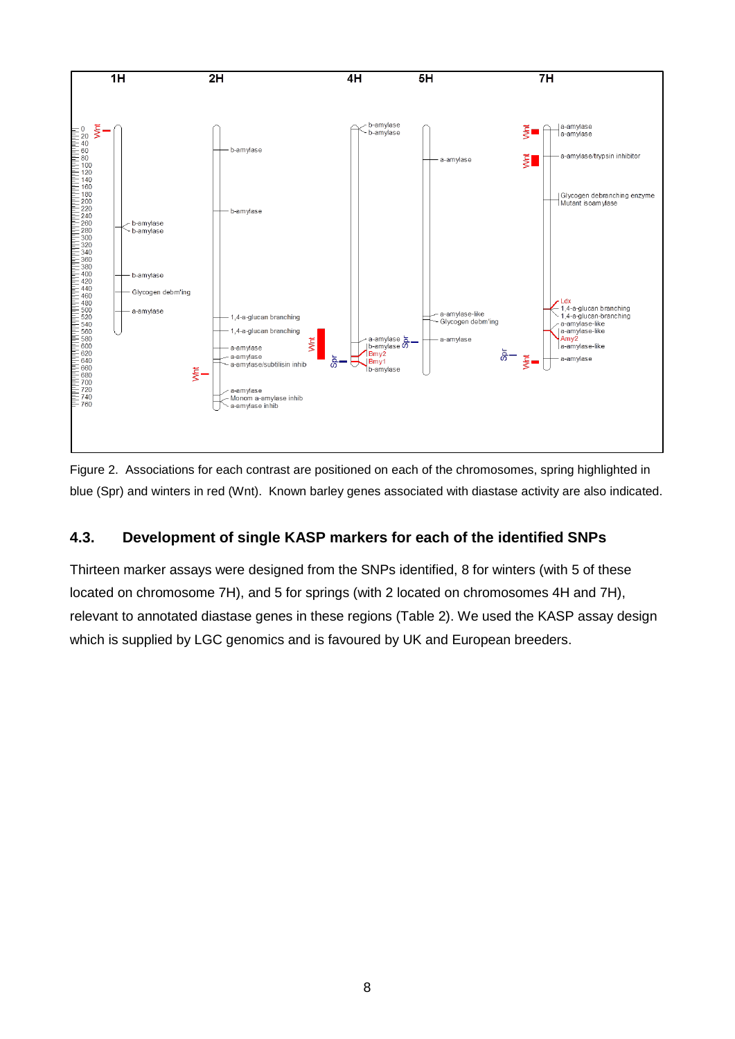Figure 2. Associations for each contrast are positioned on each of the chromosomes, spring highlighted in blue (Spr) and winters in red (Wnt). Known barley genes associated with diastase activity are also indicated.

### 4.3. Development of single KASP markers for each of the identified SNPs

Thirteen marker assays were designed from the SNPs identified, 8 for winters (with 5 of these located on chromosome 7H), and 5 for springs (with 2 located on chromosomes 4H and 7H), relevant to annotated diastase genes in these regions (Table 2). We used the KASP assay design which is supplied by LGC genomics and is favoured by UK and European breeders.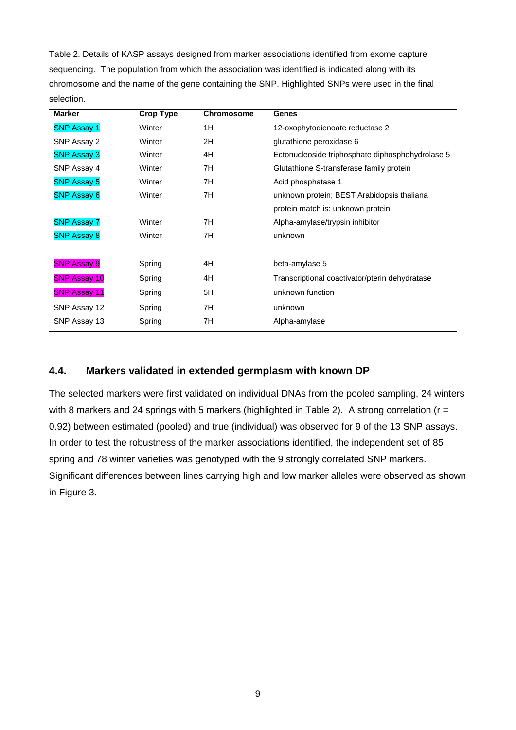Table 2. Details of KASP assays designed from marker associations identified from exome capture sequencing. The population from which the association was identified is indicated along with its chromosome and the name of the gene containing the SNP. Highlighted SNPs were used in the final selection.

| Marker | Crop Type | Chromosome | Genes |
|---|---|---|---|
| SNP Assay 1 | Winter | 1H | 12-oxophytodienoate reductase 2 |
| SNP Assay 2 | Winter | 2H | glutathione peroxidase 6 |
| SNP Assay 3 | Winter | 4H | Ectonucleoside triphosphate diphosphohydrolase 5 |
| SNP Assay 4 | Winter | 7H | Glutathione S-transferase family protein |
| SNP Assay 5 | Winter | 7H | Acid phosphatase 1 |
| SNP Assay 6 | Winter | 7H | unknown protein; BEST Arabidopsis thaliana protein match is: unknown protein. |
| SNP Assay 7 | Winter | 7H | Alpha-amylase/trypsin inhibitor |
| SNP Assay 8 | Winter | 7H | unknown |
| SNP Assay 9 | Spring | 4H | beta-amylase 5 |
| SNP Assay 10 | Spring | 4H | Transcriptional coactivator/pterin dehydratase |
| SNP Assay 11 | Spring | 5H | unknown function |
| SNP Assay 12 | Spring | 7H | unknown |
| SNP Assay 13 | Spring | 7H | Alpha-amylase |

### 4.4. Markers validated in extended germplasm with known DP

The selected markers were first validated on individual DNAs from the pooled sampling, 24 winters with 8 markers and 24 springs with 5 markers (highlighted in Table 2). A strong correlation ($r = 0.92$) between estimated (pooled) and true (individual) was observed for 9 of the 13 SNP assays. In order to test the robustness of the marker associations identified, the independent set of 85 spring and 78 winter varieties was genotyped with the 9 strongly correlated SNP markers. Significant differences between lines carrying high and low marker alleles were observed as shown in Figure 3.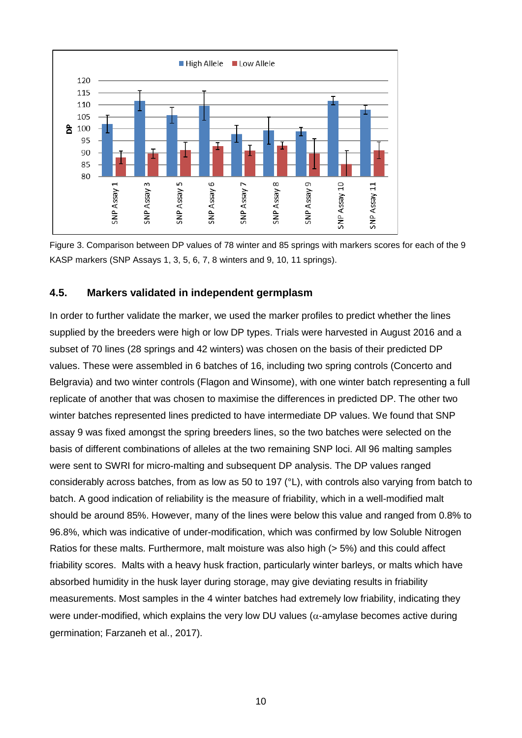Figure 3. Comparison between DP values of 78 winter and 85 springs with markers scores for each of the 9 KASP markers (SNP Assays 1, 3, 5, 6, 7, 8 winters and 9, 10, 11 springs).

### 4.5. Markers validated in independent germplasm

In order to further validate the marker, we used the marker profiles to predict whether the lines supplied by the breeders were high or low DP types. Trials were harvested in August 2016 and a subset of 70 lines (28 springs and 42 winters) was chosen on the basis of their predicted DP values. These were assembled in 6 batches of 16, including two spring controls (Concerto and Belgravia) and two winter controls (Flagon and Winsome), with one winter batch representing a full replicate of another that was chosen to maximise the differences in predicted DP. The other two winter batches represented lines predicted to have intermediate DP values. We found that SNP assay 9 was fixed amongst the spring breeders lines, so the two batches were selected on the basis of different combinations of alleles at the two remaining SNP loci. All 96 malting samples were sent to SWRI for micro-malting and subsequent DP analysis. The DP values ranged considerably across batches, from as low as 50 to 197 (°L), with controls also varying from batch to batch. A good indication of reliability is the measure of friability, which in a well-modified malt should be around 85%. However, many of the lines were below this value and ranged from 0.8% to 96.8%, which was indicative of under-modification, which was confirmed by low Soluble Nitrogen Ratios for these malts. Furthermore, malt moisture was also high (> 5%) and this could affect friability scores. Malts with a heavy husk fraction, particularly winter barleys, or malts which have absorbed humidity in the husk layer during storage, may give deviating results in friability measurements. Most samples in the 4 winter batches had extremely low friability, indicating they were under-modified, which explains the very low DU values ($\alpha$-amylase becomes active during germination; Farzaneh et al., 2017).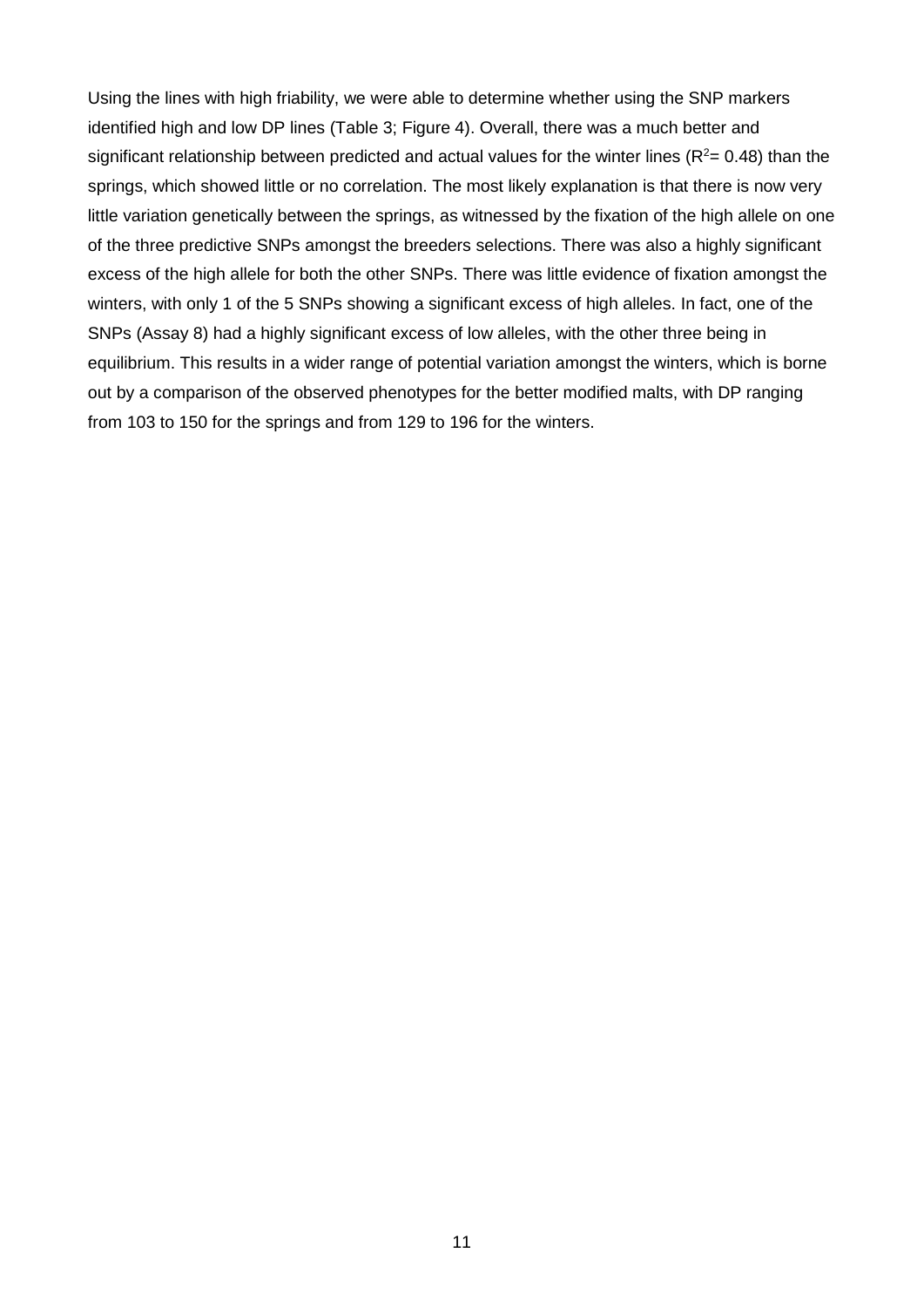Using the lines with high friability, we were able to determine whether using the SNP markers identified high and low DP lines (Table 3; Figure 4). Overall, there was a much better and significant relationship between predicted and actual values for the winter lines ($R^2$= 0.48) than the springs, which showed little or no correlation. The most likely explanation is that there is now very little variation genetically between the springs, as witnessed by the fixation of the high allele on one of the three predictive SNPs amongst the breeders selections. There was also a highly significant excess of the high allele for both the other SNPs. There was little evidence of fixation amongst the winters, with only 1 of the 5 SNPs showing a significant excess of high alleles. In fact, one of the SNPs (Assay 8) had a highly significant excess of low alleles, with the other three being in equilibrium. This results in a wider range of potential variation amongst the winters, which is borne out by a comparison of the observed phenotypes for the better modified malts, with DP ranging from 103 to 150 for the springs and from 129 to 196 for the winters.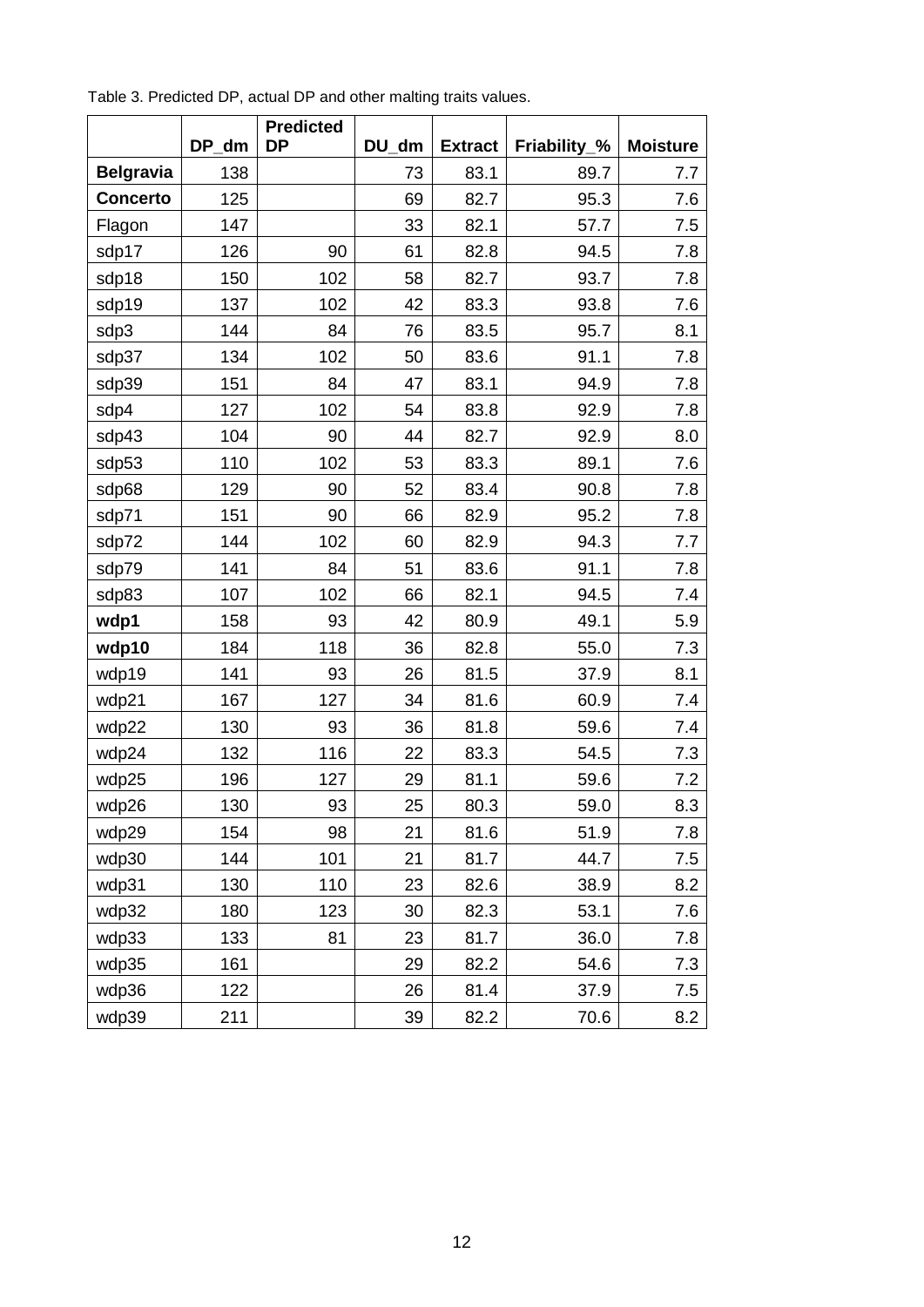Table 3. Predicted DP, actual DP and other malting traits values.

| | DP_dm | Predicted DP | DU_dm | Extract | Friability_% | Moisture |
|---|---|---|---|---|---|---|
| **Belgravia** | 138 | | 73 | 83.1 | 89.7 | 7.7 |
| **Concerto** | 125 | | 69 | 82.7 | 95.3 | 7.6 |
| Flagon | 147 | | 33 | 82.1 | 57.7 | 7.5 |
| sdp17 | 126 | 90 | 61 | 82.8 | 94.5 | 7.8 |
| sdp18 | 150 | 102 | 58 | 82.7 | 93.7 | 7.8 |
| sdp19 | 137 | 102 | 42 | 83.3 | 93.8 | 7.6 |
| sdp3 | 144 | 84 | 76 | 83.5 | 95.7 | 8.1 |
| sdp37 | 134 | 102 | 50 | 83.6 | 91.1 | 7.8 |
| sdp39 | 151 | 84 | 47 | 83.1 | 94.9 | 7.8 |
| sdp4 | 127 | 102 | 54 | 83.8 | 92.9 | 7.8 |
| sdp43 | 104 | 90 | 44 | 82.7 | 92.9 | 8.0 |
| sdp53 | 110 | 102 | 53 | 83.3 | 89.1 | 7.6 |
| sdp68 | 129 | 90 | 52 | 83.4 | 90.8 | 7.8 |
| sdp71 | 151 | 90 | 66 | 82.9 | 95.2 | 7.8 |
| sdp72 | 144 | 102 | 60 | 82.9 | 94.3 | 7.7 |
| sdp79 | 141 | 84 | 51 | 83.6 | 91.1 | 7.8 |
| sdp83 | 107 | 102 | 66 | 82.1 | 94.5 | 7.4 |
| **wdp1** | 158 | 93 | 42 | 80.9 | 49.1 | 5.9 |
| **wdp10** | 184 | 118 | 36 | 82.8 | 55.0 | 7.3 |
| wdp19 | 141 | 93 | 26 | 81.5 | 37.9 | 8.1 |
| wdp21 | 167 | 127 | 34 | 81.6 | 60.9 | 7.4 |
| wdp22 | 130 | 93 | 36 | 81.8 | 59.6 | 7.4 |
| wdp24 | 132 | 116 | 22 | 83.3 | 54.5 | 7.3 |
| wdp25 | 196 | 127 | 29 | 81.1 | 59.6 | 7.2 |
| wdp26 | 130 | 93 | 25 | 80.3 | 59.0 | 8.3 |
| wdp29 | 154 | 98 | 21 | 81.6 | 51.9 | 7.8 |
| wdp30 | 144 | 101 | 21 | 81.7 | 44.7 | 7.5 |
| wdp31 | 130 | 110 | 23 | 82.6 | 38.9 | 8.2 |
| wdp32 | 180 | 123 | 30 | 82.3 | 53.1 | 7.6 |
| wdp33 | 133 | 81 | 23 | 81.7 | 36.0 | 7.8 |
| wdp35 | 161 | | 29 | 82.2 | 54.6 | 7.3 |
| wdp36 | 122 | | 26 | 81.4 | 37.9 | 7.5 |
| wdp39 | 211 | | 39 | 82.2 | 70.6 | 8.2 |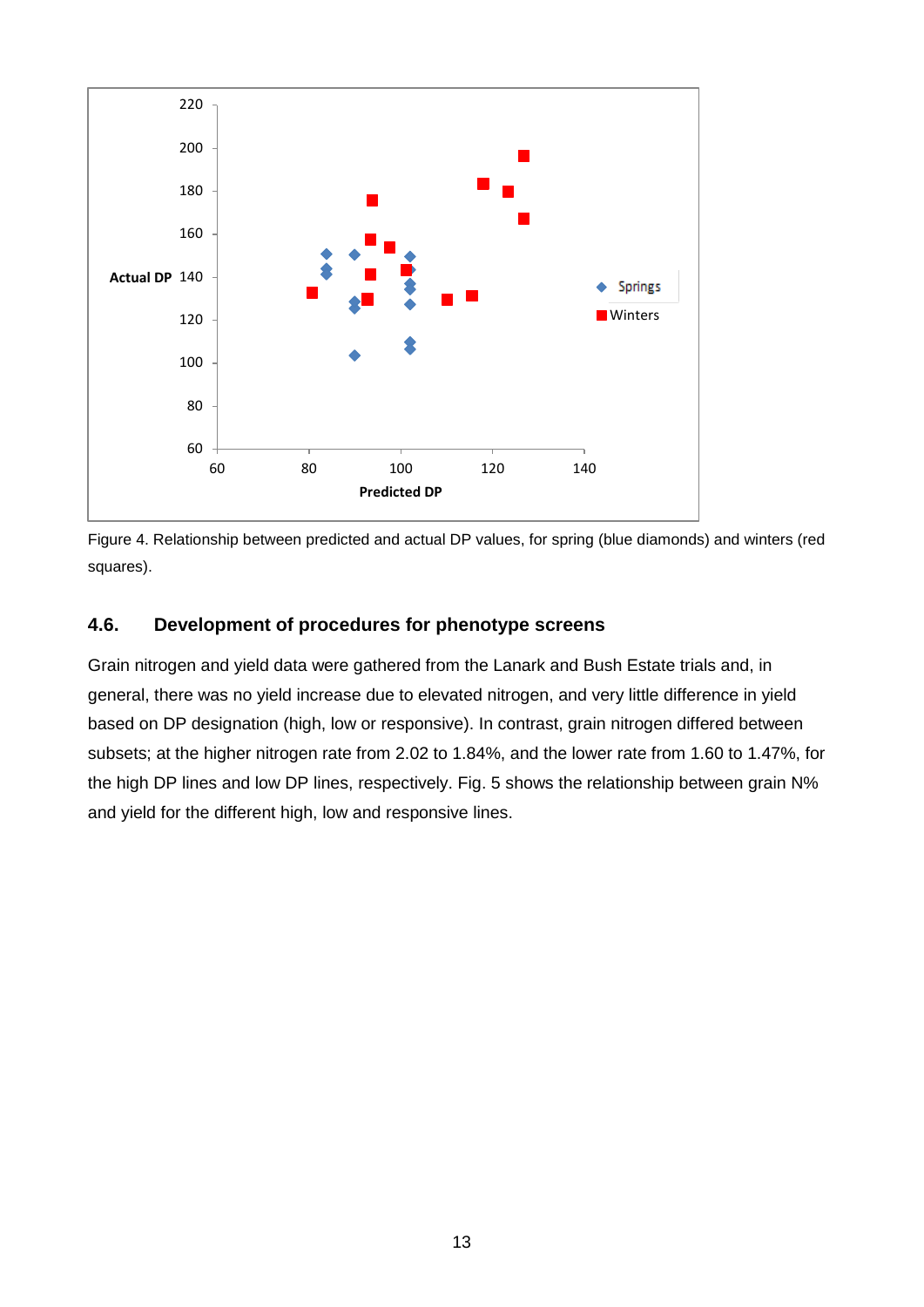Figure 4. Relationship between predicted and actual DP values, for spring (blue diamonds) and winters (red squares).

## 4.6. Development of procedures for phenotype screens

Grain nitrogen and yield data were gathered from the Lanark and Bush Estate trials and, in general, there was no yield increase due to elevated nitrogen, and very little difference in yield based on DP designation (high, low or responsive). In contrast, grain nitrogen differed between subsets; at the higher nitrogen rate from 2.02 to 1.84%, and the lower rate from 1.60 to 1.47%, for the high DP lines and low DP lines, respectively. Fig. 5 shows the relationship between grain N% and yield for the different high, low and responsive lines.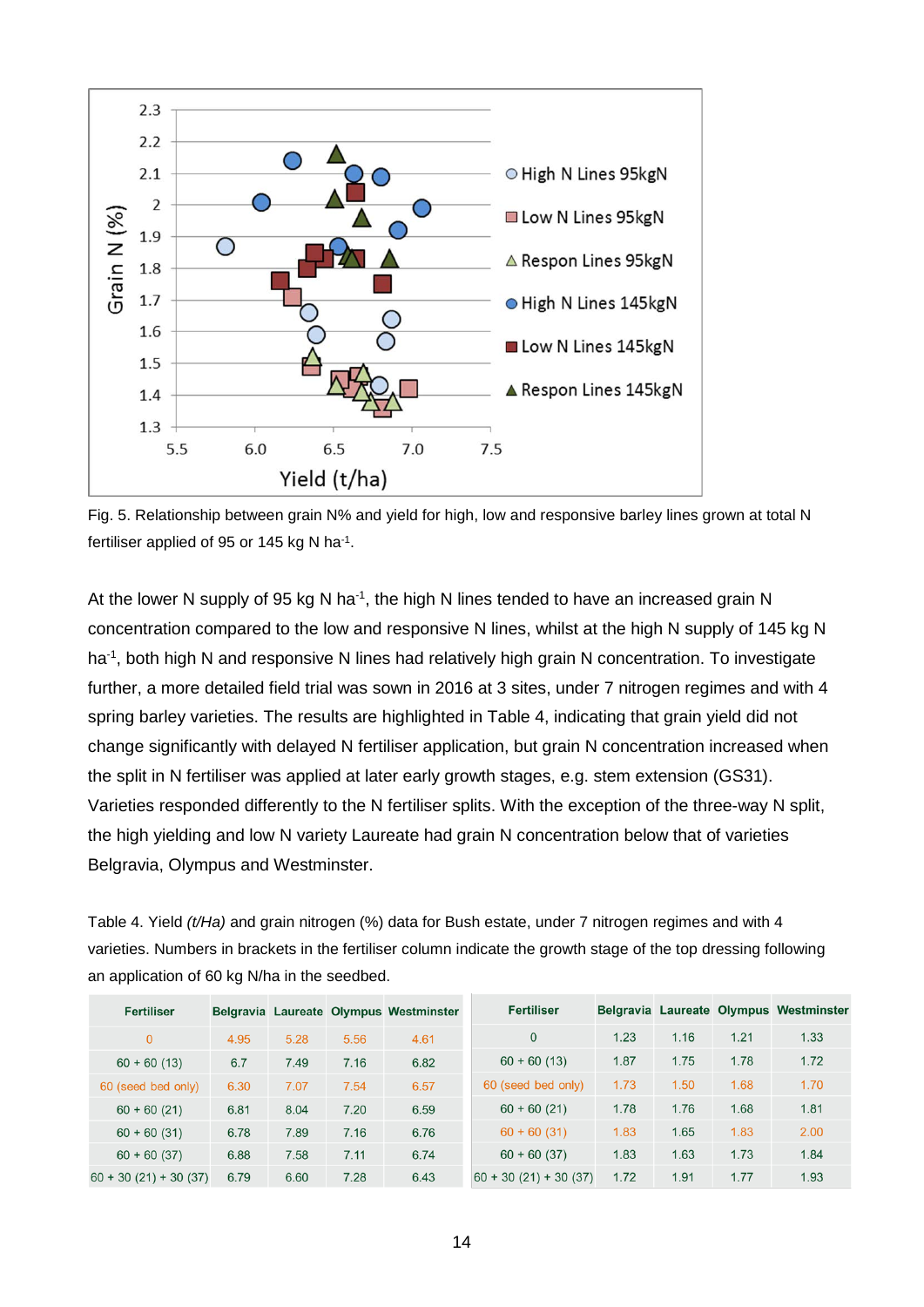Fig. 5. Relationship between grain N% and yield for high, low and responsive barley lines grown at total N fertiliser applied of 95 or 145 kg N ha$^{-1}$.

At the lower N supply of 95 kg N ha$^{-1}$, the high N lines tended to have an increased grain N concentration compared to the low and responsive N lines, whilst at the high N supply of 145 kg N ha$^{-1}$, both high N and responsive N lines had relatively high grain N concentration. To investigate further, a more detailed field trial was sown in 2016 at 3 sites, under 7 nitrogen regimes and with 4 spring barley varieties. The results are highlighted in Table 4, indicating that grain yield did not change significantly with delayed N fertiliser application, but grain N concentration increased when the split in N fertiliser was applied at later early growth stages, e.g. stem extension (GS31). Varieties responded differently to the N fertiliser splits. With the exception of the three-way N split, the high yielding and low N variety Laureate had grain N concentration below that of varieties Belgravia, Olympus and Westminster.

Table 4. Yield *(t/Ha)* and grain nitrogen (%) data for Bush estate, under 7 nitrogen regimes and with 4 varieties. Numbers in brackets in the fertiliser column indicate the growth stage of the top dressing following an application of 60 kg N/ha in the seedbed.

| Fertiliser | Belgravia | Laureate | Olympus | Westminster |
|---|---|---|---|---|
| 0 | 4.95 | 5.28 | 5.56 | 4.61 |
| 60 + 60 (13) | 6.7 | 7.49 | 7.16 | 6.82 |
| 60 (seed bed only) | 6.30 | 7.07 | 7.54 | 6.57 |
| 60 + 60 (21) | 6.81 | 8.04 | 7.20 | 6.59 |
| 60 + 60 (31) | 6.78 | 7.89 | 7.16 | 6.76 |
| 60 + 60 (37) | 6.88 | 7.58 | 7.11 | 6.74 |
| 60 + 30 (21) + 30 (37) | 6.79 | 6.60 | 7.28 | 6.43 |

| Fertiliser | Belgravia | Laureate | Olympus | Westminster |
|---|---|---|---|---|
| 0 | 1.23 | 1.16 | 1.21 | 1.33 |
| 60 + 60 (13) | 1.87 | 1.75 | 1.78 | 1.72 |
| 60 (seed bed only) | 1.73 | 1.50 | 1.68 | 1.70 |
| 60 + 60 (21) | 1.78 | 1.76 | 1.68 | 1.81 |
| 60 + 60 (31) | 1.83 | 1.65 | 1.83 | 2.00 |
| 60 + 60 (37) | 1.83 | 1.63 | 1.73 | 1.84 |
| 60 + 30 (21) + 30 (37) | 1.72 | 1.91 | 1.77 | 1.93 |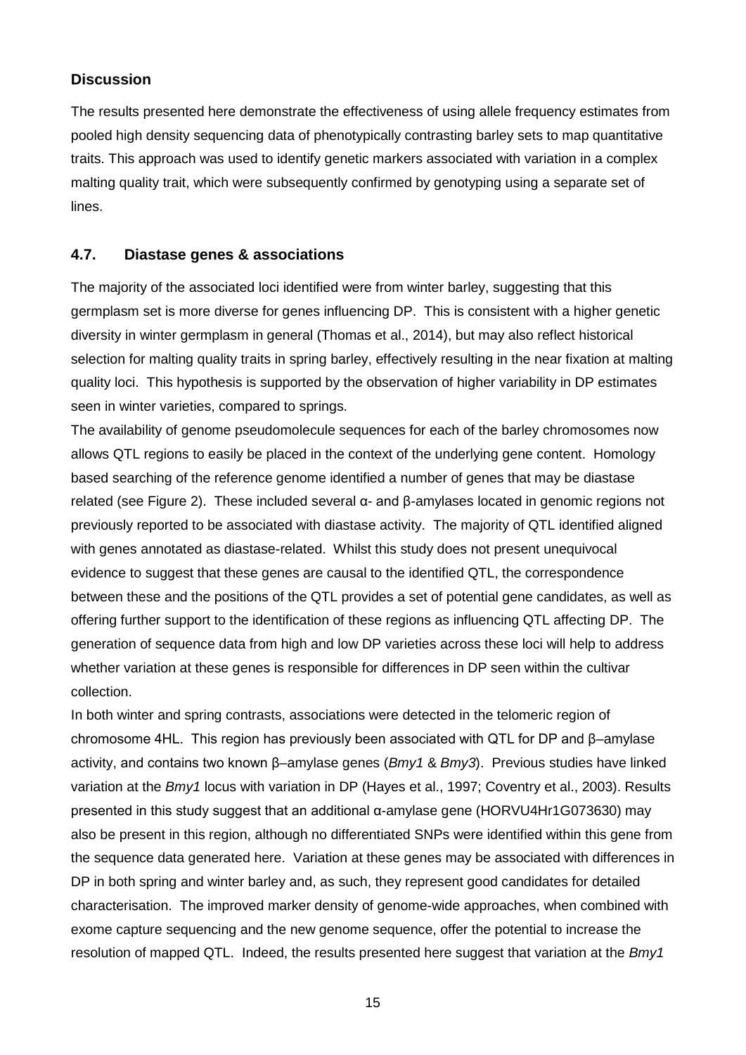## Discussion

The results presented here demonstrate the effectiveness of using allele frequency estimates from pooled high density sequencing data of phenotypically contrasting barley sets to map quantitative traits. This approach was used to identify genetic markers associated with variation in a complex malting quality trait, which were subsequently confirmed by genotyping using a separate set of lines.

### 4.7. Diastase genes & associations

The majority of the associated loci identified were from winter barley, suggesting that this germplasm set is more diverse for genes influencing DP. This is consistent with a higher genetic diversity in winter germplasm in general (Thomas et al., 2014), but may also reflect historical selection for malting quality traits in spring barley, effectively resulting in the near fixation at malting quality loci. This hypothesis is supported by the observation of higher variability in DP estimates seen in winter varieties, compared to springs.

The availability of genome pseudomolecule sequences for each of the barley chromosomes now allows QTL regions to easily be placed in the context of the underlying gene content. Homology based searching of the reference genome identified a number of genes that may be diastase related (see Figure 2). These included several α- and β-amylases located in genomic regions not previously reported to be associated with diastase activity. The majority of QTL identified aligned with genes annotated as diastase-related. Whilst this study does not present unequivocal evidence to suggest that these genes are causal to the identified QTL, the correspondence between these and the positions of the QTL provides a set of potential gene candidates, as well as offering further support to the identification of these regions as influencing QTL affecting DP. The generation of sequence data from high and low DP varieties across these loci will help to address whether variation at these genes is responsible for differences in DP seen within the cultivar collection.

In both winter and spring contrasts, associations were detected in the telomeric region of chromosome 4HL. This region has previously been associated with QTL for DP and β–amylase activity, and contains two known β–amylase genes (*Bmy1* & *Bmy3*). Previous studies have linked variation at the *Bmy1* locus with variation in DP (Hayes et al., 1997; Coventry et al., 2003). Results presented in this study suggest that an additional α-amylase gene (HORVU4Hr1G073630) may also be present in this region, although no differentiated SNPs were identified within this gene from the sequence data generated here. Variation at these genes may be associated with differences in DP in both spring and winter barley and, as such, they represent good candidates for detailed characterisation. The improved marker density of genome-wide approaches, when combined with exome capture sequencing and the new genome sequence, offer the potential to increase the resolution of mapped QTL. Indeed, the results presented here suggest that variation at the *Bmy1*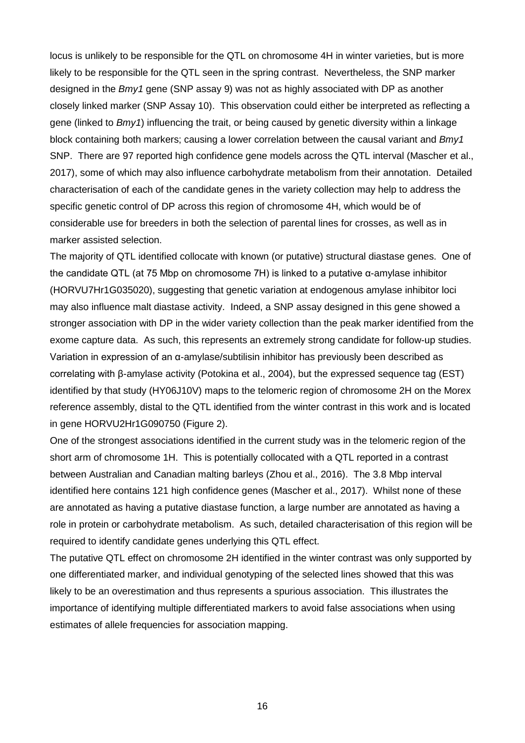locus is unlikely to be responsible for the QTL on chromosome 4H in winter varieties, but is more likely to be responsible for the QTL seen in the spring contrast. Nevertheless, the SNP marker designed in the *Bmy1* gene (SNP assay 9) was not as highly associated with DP as another closely linked marker (SNP Assay 10). This observation could either be interpreted as reflecting a gene (linked to *Bmy1*) influencing the trait, or being caused by genetic diversity within a linkage block containing both markers; causing a lower correlation between the causal variant and *Bmy1* SNP. There are 97 reported high confidence gene models across the QTL interval (Mascher et al., 2017), some of which may also influence carbohydrate metabolism from their annotation. Detailed characterisation of each of the candidate genes in the variety collection may help to address the specific genetic control of DP across this region of chromosome 4H, which would be of considerable use for breeders in both the selection of parental lines for crosses, as well as in marker assisted selection.

The majority of QTL identified collocate with known (or putative) structural diastase genes. One of the candidate QTL (at 75 Mbp on chromosome 7H) is linked to a putative α-amylase inhibitor (HORVU7Hr1G035020), suggesting that genetic variation at endogenous amylase inhibitor loci may also influence malt diastase activity. Indeed, a SNP assay designed in this gene showed a stronger association with DP in the wider variety collection than the peak marker identified from the exome capture data. As such, this represents an extremely strong candidate for follow-up studies. Variation in expression of an α-amylase/subtilisin inhibitor has previously been described as correlating with β-amylase activity (Potokina et al., 2004), but the expressed sequence tag (EST) identified by that study (HY06J10V) maps to the telomeric region of chromosome 2H on the Morex reference assembly, distal to the QTL identified from the winter contrast in this work and is located in gene HORVU2Hr1G090750 (Figure 2).

One of the strongest associations identified in the current study was in the telomeric region of the short arm of chromosome 1H. This is potentially collocated with a QTL reported in a contrast between Australian and Canadian malting barleys (Zhou et al., 2016). The 3.8 Mbp interval identified here contains 121 high confidence genes (Mascher et al., 2017). Whilst none of these are annotated as having a putative diastase function, a large number are annotated as having a role in protein or carbohydrate metabolism. As such, detailed characterisation of this region will be required to identify candidate genes underlying this QTL effect.

The putative QTL effect on chromosome 2H identified in the winter contrast was only supported by one differentiated marker, and individual genotyping of the selected lines showed that this was likely to be an overestimation and thus represents a spurious association. This illustrates the importance of identifying multiple differentiated markers to avoid false associations when using estimates of allele frequencies for association mapping.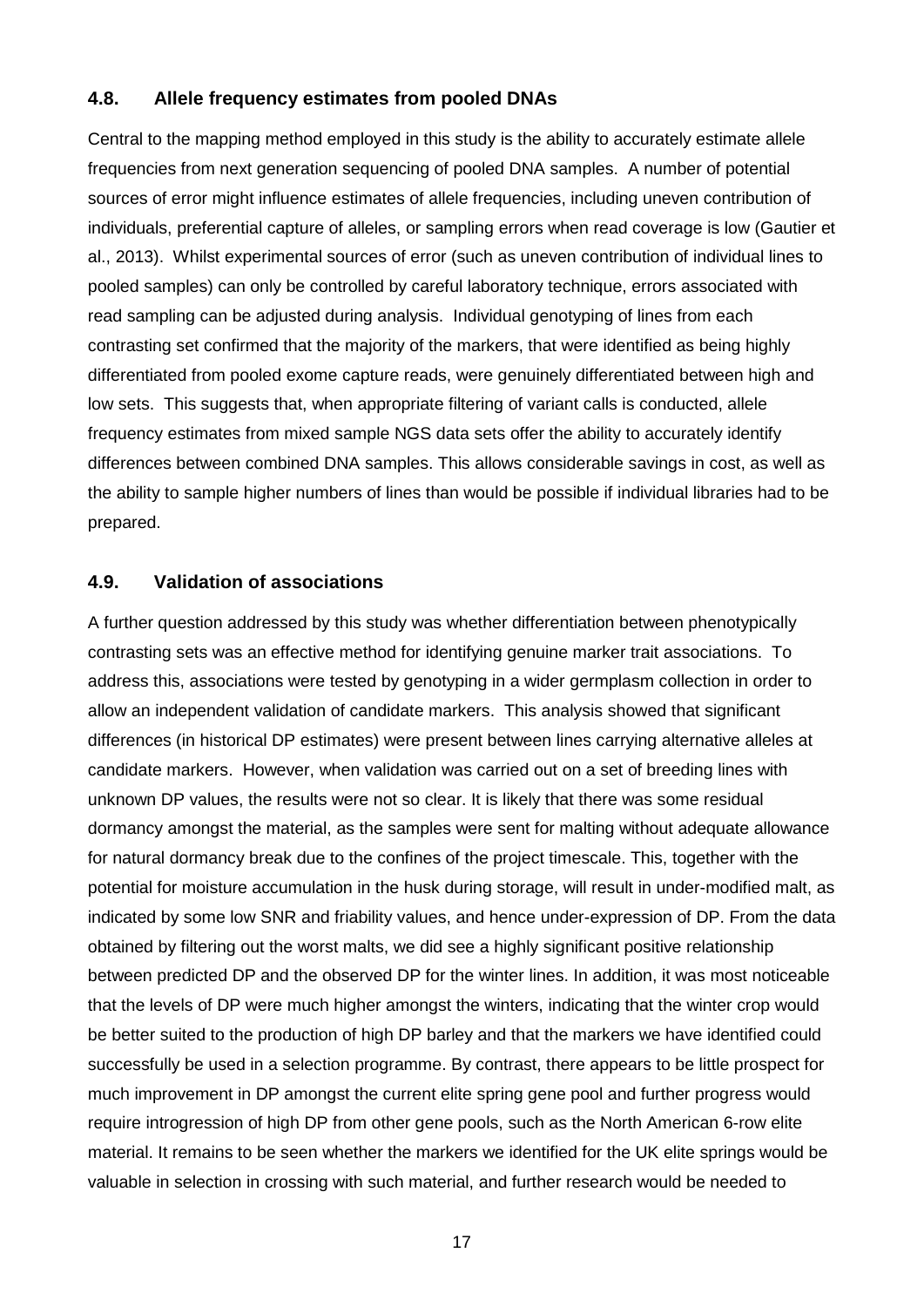### 4.8. Allele frequency estimates from pooled DNAs

Central to the mapping method employed in this study is the ability to accurately estimate allele frequencies from next generation sequencing of pooled DNA samples. A number of potential sources of error might influence estimates of allele frequencies, including uneven contribution of individuals, preferential capture of alleles, or sampling errors when read coverage is low (Gautier et al., 2013). Whilst experimental sources of error (such as uneven contribution of individual lines to pooled samples) can only be controlled by careful laboratory technique, errors associated with read sampling can be adjusted during analysis. Individual genotyping of lines from each contrasting set confirmed that the majority of the markers, that were identified as being highly differentiated from pooled exome capture reads, were genuinely differentiated between high and low sets. This suggests that, when appropriate filtering of variant calls is conducted, allele frequency estimates from mixed sample NGS data sets offer the ability to accurately identify differences between combined DNA samples. This allows considerable savings in cost, as well as the ability to sample higher numbers of lines than would be possible if individual libraries had to be prepared.

### 4.9. Validation of associations

A further question addressed by this study was whether differentiation between phenotypically contrasting sets was an effective method for identifying genuine marker trait associations. To address this, associations were tested by genotyping in a wider germplasm collection in order to allow an independent validation of candidate markers. This analysis showed that significant differences (in historical DP estimates) were present between lines carrying alternative alleles at candidate markers. However, when validation was carried out on a set of breeding lines with unknown DP values, the results were not so clear. It is likely that there was some residual dormancy amongst the material, as the samples were sent for malting without adequate allowance for natural dormancy break due to the confines of the project timescale. This, together with the potential for moisture accumulation in the husk during storage, will result in under-modified malt, as indicated by some low SNR and friability values, and hence under-expression of DP. From the data obtained by filtering out the worst malts, we did see a highly significant positive relationship between predicted DP and the observed DP for the winter lines. In addition, it was most noticeable that the levels of DP were much higher amongst the winters, indicating that the winter crop would be better suited to the production of high DP barley and that the markers we have identified could successfully be used in a selection programme. By contrast, there appears to be little prospect for much improvement in DP amongst the current elite spring gene pool and further progress would require introgression of high DP from other gene pools, such as the North American 6-row elite material. It remains to be seen whether the markers we identified for the UK elite springs would be valuable in selection in crossing with such material, and further research would be needed to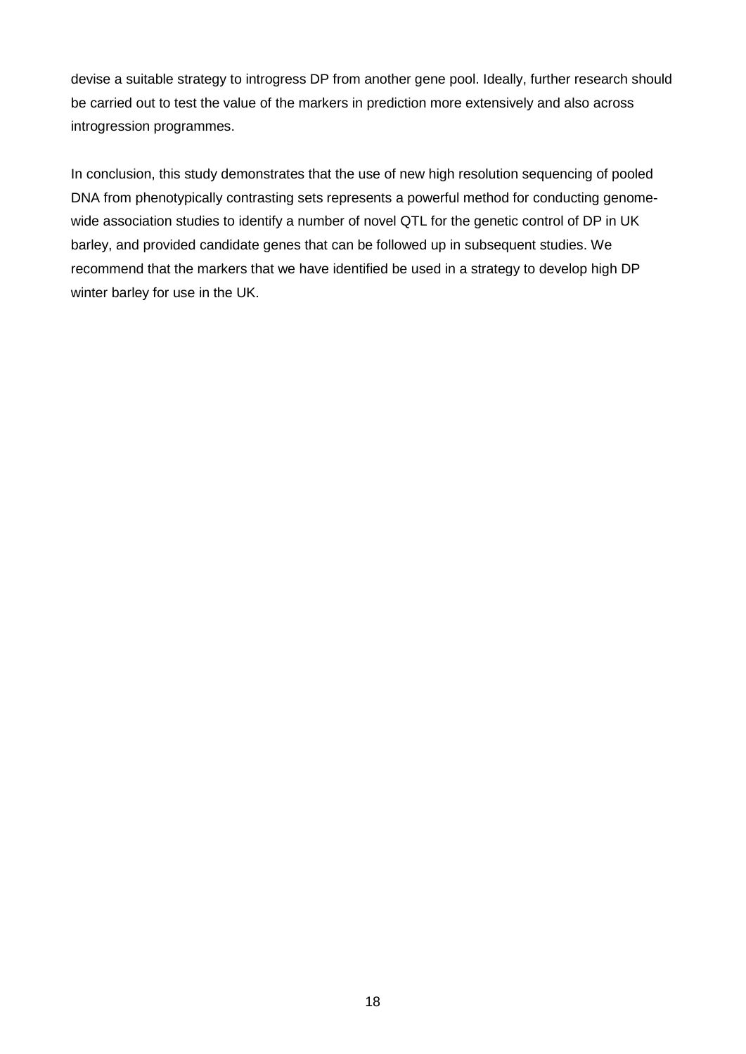devise a suitable strategy to introgress DP from another gene pool. Ideally, further research should be carried out to test the value of the markers in prediction more extensively and also across introgression programmes.

In conclusion, this study demonstrates that the use of new high resolution sequencing of pooled DNA from phenotypically contrasting sets represents a powerful method for conducting genome-wide association studies to identify a number of novel QTL for the genetic control of DP in UK barley, and provided candidate genes that can be followed up in subsequent studies. We recommend that the markers that we have identified be used in a strategy to develop high DP winter barley for use in the UK.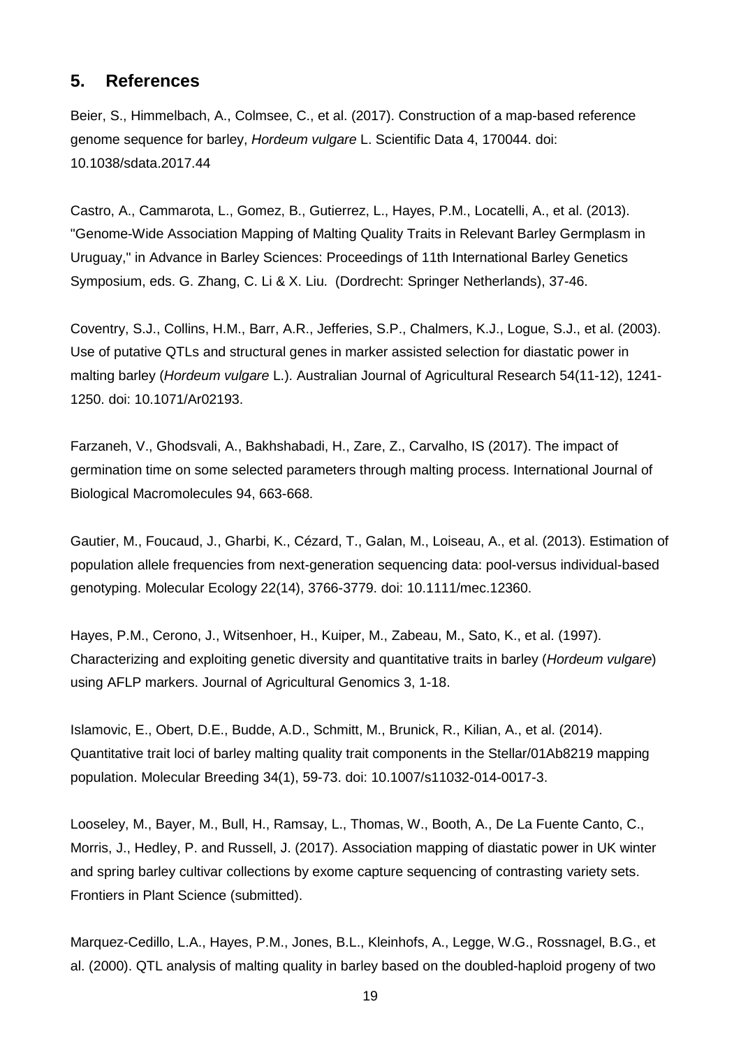## 5. References

Beier, S., Himmelbach, A., Colmsee, C., et al. (2017). Construction of a map-based reference genome sequence for barley, *Hordeum vulgare* L. Scientific Data 4, 170044. doi: 10.1038/sdata.2017.44

Castro, A., Cammarota, L., Gomez, B., Gutierrez, L., Hayes, P.M., Locatelli, A., et al. (2013). "Genome-Wide Association Mapping of Malting Quality Traits in Relevant Barley Germplasm in Uruguay," in Advance in Barley Sciences: Proceedings of 11th International Barley Genetics Symposium, eds. G. Zhang, C. Li & X. Liu. (Dordrecht: Springer Netherlands), 37-46.

Coventry, S.J., Collins, H.M., Barr, A.R., Jefferies, S.P., Chalmers, K.J., Logue, S.J., et al. (2003). Use of putative QTLs and structural genes in marker assisted selection for diastatic power in malting barley (*Hordeum vulgare* L.). Australian Journal of Agricultural Research 54(11-12), 1241-1250. doi: 10.1071/Ar02193.

Farzaneh, V., Ghodsvali, A., Bakhshabadi, H., Zare, Z., Carvalho, IS (2017). The impact of germination time on some selected parameters through malting process. International Journal of Biological Macromolecules 94, 663-668.

Gautier, M., Foucaud, J., Gharbi, K., Cézard, T., Galan, M., Loiseau, A., et al. (2013). Estimation of population allele frequencies from next-generation sequencing data: pool-versus individual-based genotyping. Molecular Ecology 22(14), 3766-3779. doi: 10.1111/mec.12360.

Hayes, P.M., Cerono, J., Witsenhoer, H., Kuiper, M., Zabeau, M., Sato, K., et al. (1997). Characterizing and exploiting genetic diversity and quantitative traits in barley (*Hordeum vulgare*) using AFLP markers. Journal of Agricultural Genomics 3, 1-18.

Islamovic, E., Obert, D.E., Budde, A.D., Schmitt, M., Brunick, R., Kilian, A., et al. (2014). Quantitative trait loci of barley malting quality trait components in the Stellar/01Ab8219 mapping population. Molecular Breeding 34(1), 59-73. doi: 10.1007/s11032-014-0017-3.

Looseley, M., Bayer, M., Bull, H., Ramsay, L., Thomas, W., Booth, A., De La Fuente Canto, C., Morris, J., Hedley, P. and Russell, J. (2017). Association mapping of diastatic power in UK winter and spring barley cultivar collections by exome capture sequencing of contrasting variety sets. Frontiers in Plant Science (submitted).

Marquez-Cedillo, L.A., Hayes, P.M., Jones, B.L., Kleinhofs, A., Legge, W.G., Rossnagel, B.G., et al. (2000). QTL analysis of malting quality in barley based on the doubled-haploid progeny of two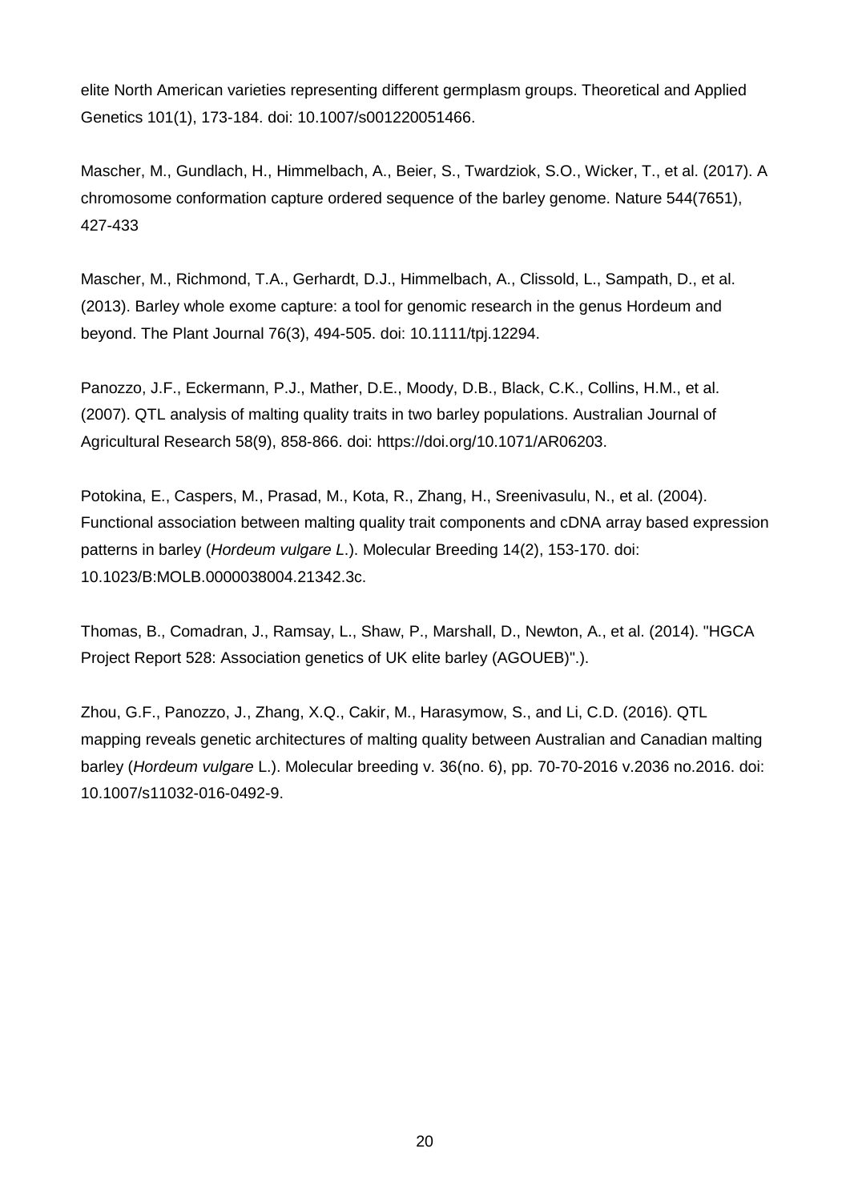elite North American varieties representing different germplasm groups. Theoretical and Applied Genetics 101(1), 173-184. doi: 10.1007/s001220051466.

Mascher, M., Gundlach, H., Himmelbach, A., Beier, S., Twardziok, S.O., Wicker, T., et al. (2017). A chromosome conformation capture ordered sequence of the barley genome. Nature 544(7651), 427-433

Mascher, M., Richmond, T.A., Gerhardt, D.J., Himmelbach, A., Clissold, L., Sampath, D., et al. (2013). Barley whole exome capture: a tool for genomic research in the genus Hordeum and beyond. The Plant Journal 76(3), 494-505. doi: 10.1111/tpj.12294.

Panozzo, J.F., Eckermann, P.J., Mather, D.E., Moody, D.B., Black, C.K., Collins, H.M., et al. (2007). QTL analysis of malting quality traits in two barley populations. Australian Journal of Agricultural Research 58(9), 858-866. doi: https://doi.org/10.1071/AR06203.

Potokina, E., Caspers, M., Prasad, M., Kota, R., Zhang, H., Sreenivasulu, N., et al. (2004). Functional association between malting quality trait components and cDNA array based expression patterns in barley (*Hordeum vulgare L*.). Molecular Breeding 14(2), 153-170. doi: 10.1023/B:MOLB.0000038004.21342.3c.

Thomas, B., Comadran, J., Ramsay, L., Shaw, P., Marshall, D., Newton, A., et al. (2014). "HGCA Project Report 528: Association genetics of UK elite barley (AGOUEB)".).

Zhou, G.F., Panozzo, J., Zhang, X.Q., Cakir, M., Harasymow, S., and Li, C.D. (2016). QTL mapping reveals genetic architectures of malting quality between Australian and Canadian malting barley (*Hordeum vulgare* L.). Molecular breeding v. 36(no. 6), pp. 70-70-2016 v.2036 no.2016. doi: 10.1007/s11032-016-0492-9.